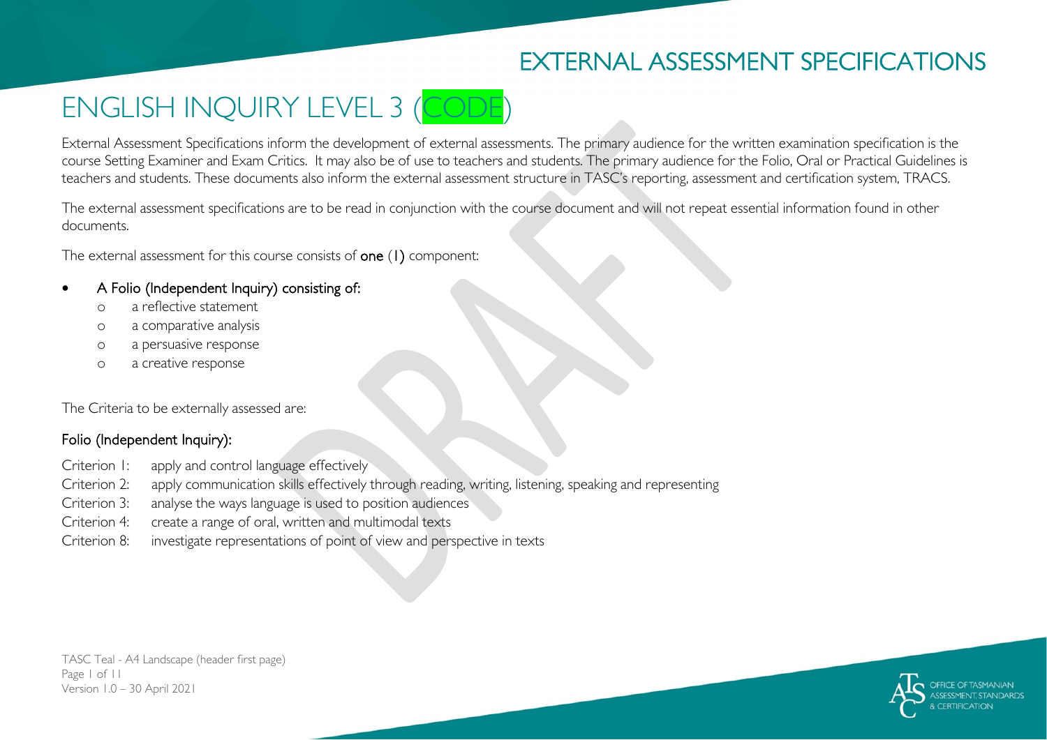# EXTERNAL ASSESSMENT SPECIFICATIONS

# ENGLISH INQUIRY LEVEL 3 (CODE)

External Assessment Specifications inform the development of external assessments. The primary audience for the written examination specification is the course Setting Examiner and Exam Critics. It may also be of use to teachers and students. The primary audience for the Folio, Oral or Practical Guidelines is teachers and students. These documents also inform the external assessment structure in TASC's reporting, assessment and certification system, TRACS.

The external assessment specifications are to be read in conjunction with the course document and will not repeat essential information found in other documents.

The external assessment for this course consists of **one (1)** component:

- A Folio (Independent Inquiry) consisting of:
  - a reflective statement
  - a comparative analysis
  - a persuasive response
  - a creative response

The Criteria to be externally assessed are:

## Folio (Independent Inquiry):

Criterion 1: apply and control language effectively
Criterion 2: apply communication skills effectively through reading, writing, listening, speaking and representing
Criterion 3: analyse the ways language is used to position audiences
Criterion 4: create a range of oral, written and multimodal texts
Criterion 8: investigate representations of point of view and perspective in texts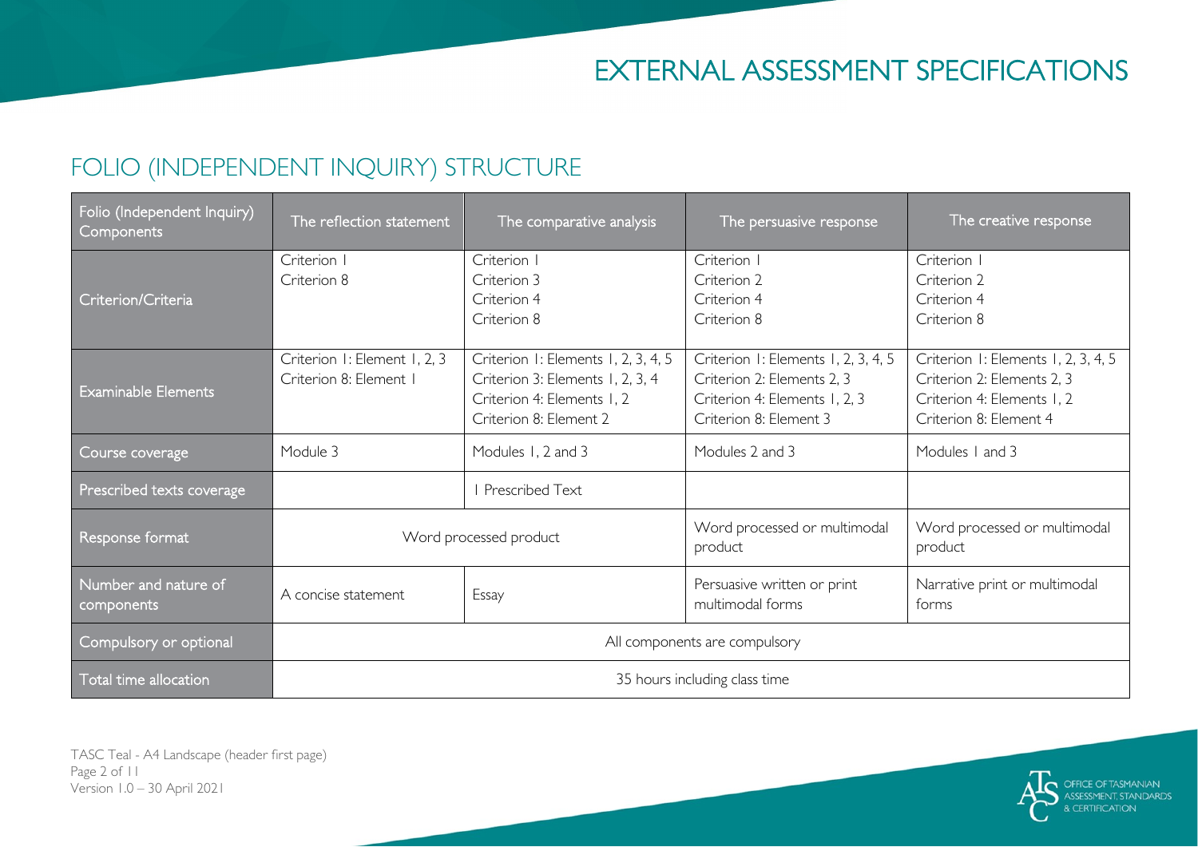# EXTERNAL ASSESSMENT SPECIFICATIONS

## FOLIO (INDEPENDENT INQUIRY) STRUCTURE

| Folio (Independent Inquiry) Components | The reflection statement | The comparative analysis | The persuasive response | The creative response |
|---|---|---|---|---|
| Criterion/Criteria | Criterion 1<br>Criterion 8 | Criterion 1<br>Criterion 3<br>Criterion 4<br>Criterion 8 | Criterion 1<br>Criterion 2<br>Criterion 4<br>Criterion 8 | Criterion 1<br>Criterion 2<br>Criterion 4<br>Criterion 8 |
| Examinable Elements | Criterion 1: Element 1, 2, 3<br>Criterion 8: Element 1 | Criterion 1: Elements 1, 2, 3, 4, 5<br>Criterion 3: Elements 1, 2, 3, 4<br>Criterion 4: Elements 1, 2<br>Criterion 8: Element 2 | Criterion 1: Elements 1, 2, 3, 4, 5<br>Criterion 2: Elements 2, 3<br>Criterion 4: Elements 1, 2, 3<br>Criterion 8: Element 3 | Criterion 1: Elements 1, 2, 3, 4, 5<br>Criterion 2: Elements 2, 3<br>Criterion 4: Elements 1, 2<br>Criterion 8: Element 4 |
| Course coverage | Module 3 | Modules 1, 2 and 3 | Modules 2 and 3 | Modules 1 and 3 |
| Prescribed texts coverage | | 1 Prescribed Text | | |
| Response format | Word processed product | | Word processed or multimodal product | Word processed or multimodal product |
| Number and nature of components | A concise statement | Essay | Persuasive written or print multimodal forms | Narrative print or multimodal forms |
| Compulsory or optional | All components are compulsory | | | |
| Total time allocation | 35 hours including class time | | | |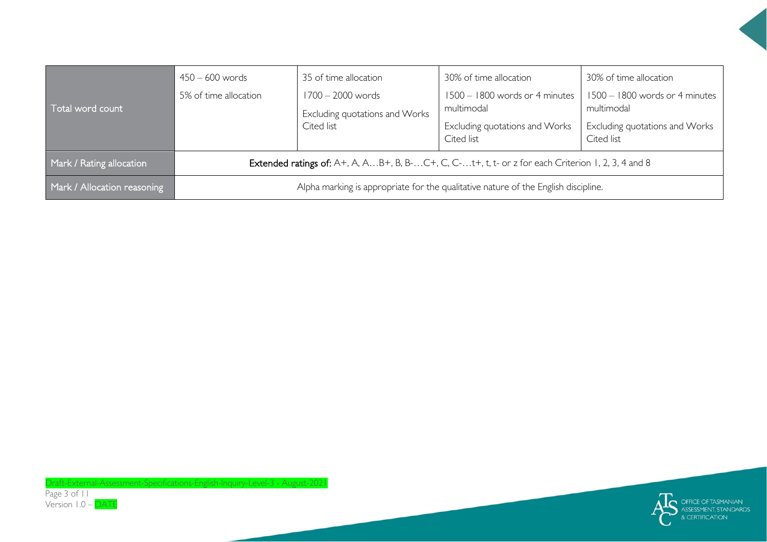| | | | | |
|---|---|---|---|---|
| Total word count | 450 – 600 words<br>5% of time allocation | 35 of time allocation<br>1700 – 2000 words<br>Excluding quotations and Works Cited list | 30% of time allocation<br>1500 – 1800 words or 4 minutes multimodal<br>Excluding quotations and Works Cited list | 30% of time allocation<br>1500 – 1800 words or 4 minutes multimodal<br>Excluding quotations and Works Cited list |
| Mark / Rating allocation | **Extended ratings of:** A+, A, A…B+, B, B-…C+, C, C-…t+, t, t- or z for each Criterion 1, 2, 3, 4 and 8 | | | |
| Mark / Allocation reasoning | Alpha marking is appropriate for the qualitative nature of the English discipline. | | | |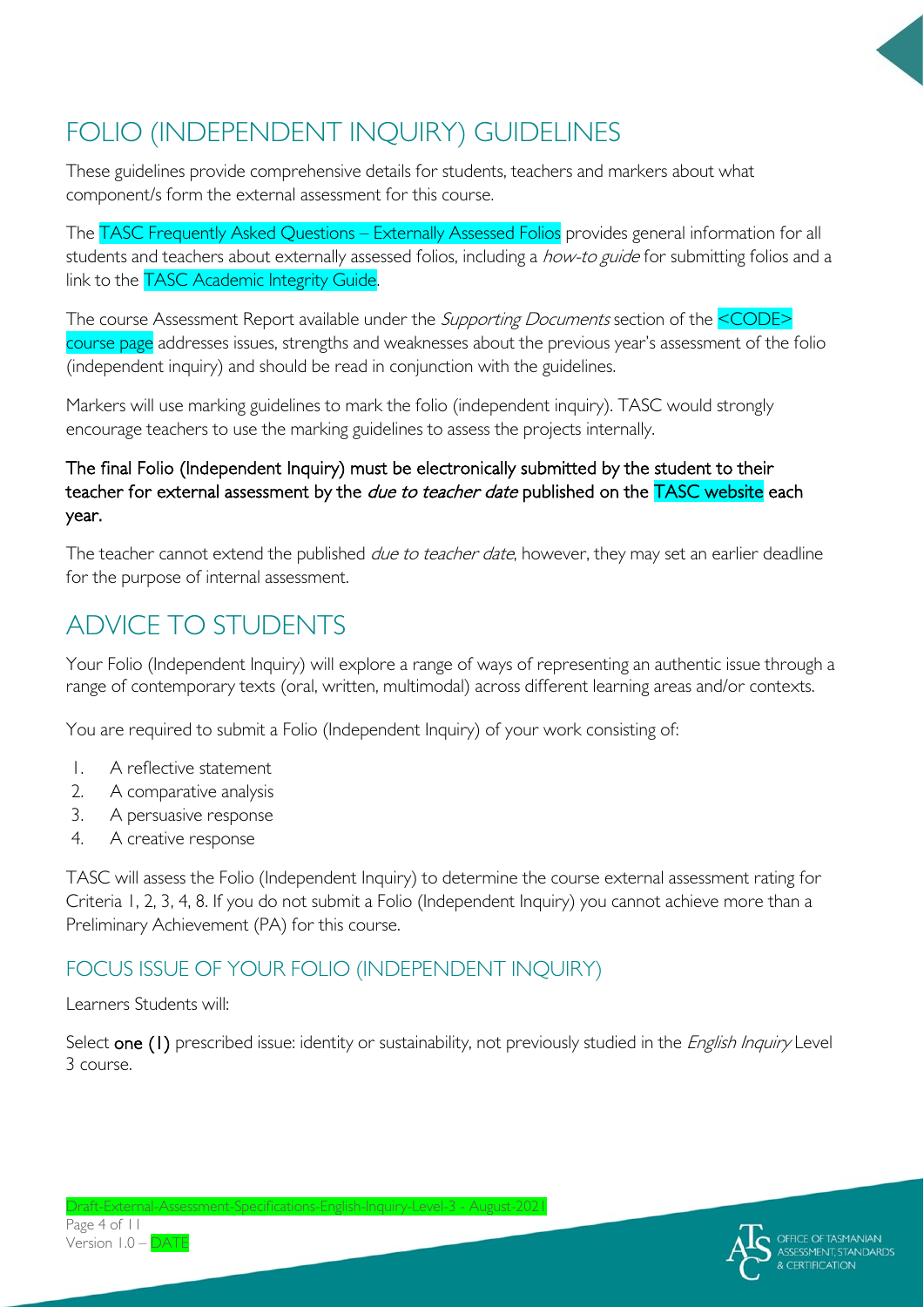# FOLIO (INDEPENDENT INQUIRY) GUIDELINES

These guidelines provide comprehensive details for students, teachers and markers about what component/s form the external assessment for this course.

The TASC Frequently Asked Questions – Externally Assessed Folios provides general information for all students and teachers about externally assessed folios, including a *how-to guide* for submitting folios and a link to the TASC Academic Integrity Guide.

The course Assessment Report available under the *Supporting Documents* section of the <CODE> course page addresses issues, strengths and weaknesses about the previous year's assessment of the folio (independent inquiry) and should be read in conjunction with the guidelines.

Markers will use marking guidelines to mark the folio (independent inquiry). TASC would strongly encourage teachers to use the marking guidelines to assess the projects internally.

**The final Folio (Independent Inquiry) must be electronically submitted by the student to their teacher for external assessment by the *due to teacher date* published on the TASC website each year.**

The teacher cannot extend the published *due to teacher date*, however, they may set an earlier deadline for the purpose of internal assessment.

# ADVICE TO STUDENTS

Your Folio (Independent Inquiry) will explore a range of ways of representing an authentic issue through a range of contemporary texts (oral, written, multimodal) across different learning areas and/or contexts.

You are required to submit a Folio (Independent Inquiry) of your work consisting of:

1. A reflective statement
2. A comparative analysis
3. A persuasive response
4. A creative response

TASC will assess the Folio (Independent Inquiry) to determine the course external assessment rating for Criteria 1, 2, 3, 4, 8. If you do not submit a Folio (Independent Inquiry) you cannot achieve more than a Preliminary Achievement (PA) for this course.

## FOCUS ISSUE OF YOUR FOLIO (INDEPENDENT INQUIRY)

Learners Students will:

Select **one (1)** prescribed issue: identity or sustainability, not previously studied in the *English Inquiry* Level 3 course.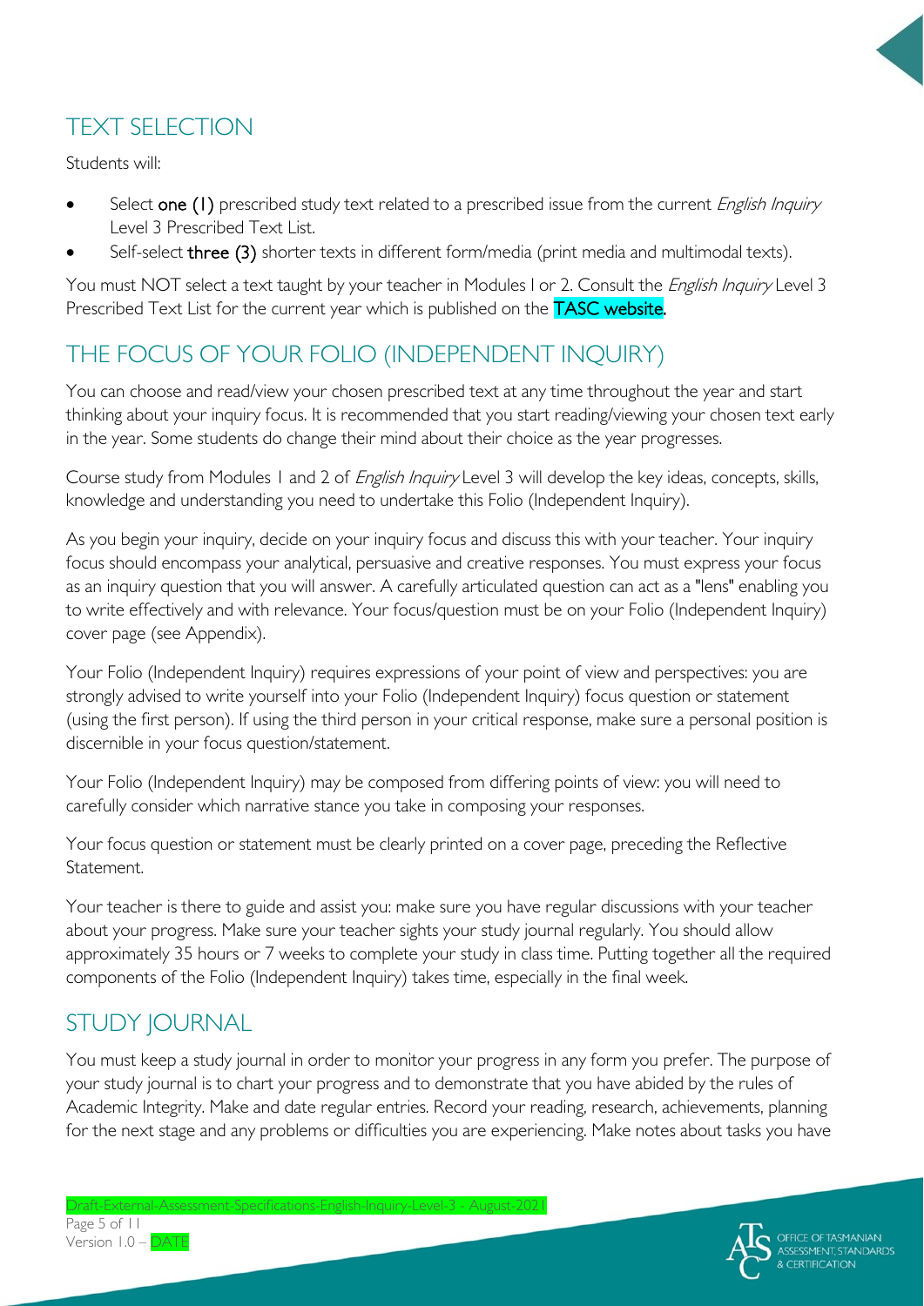## TEXT SELECTION

Students will:

- Select **one (1)** prescribed study text related to a prescribed issue from the current *English Inquiry* Level 3 Prescribed Text List.
- Self-select **three (3)** shorter texts in different form/media (print media and multimodal texts).

You must NOT select a text taught by your teacher in Modules 1 or 2. Consult the *English Inquiry* Level 3 Prescribed Text List for the current year which is published on the **TASC website**.

## THE FOCUS OF YOUR FOLIO (INDEPENDENT INQUIRY)

You can choose and read/view your chosen prescribed text at any time throughout the year and start thinking about your inquiry focus. It is recommended that you start reading/viewing your chosen text early in the year. Some students do change their mind about their choice as the year progresses.

Course study from Modules 1 and 2 of *English Inquiry* Level 3 will develop the key ideas, concepts, skills, knowledge and understanding you need to undertake this Folio (Independent Inquiry).

As you begin your inquiry, decide on your inquiry focus and discuss this with your teacher. Your inquiry focus should encompass your analytical, persuasive and creative responses. You must express your focus as an inquiry question that you will answer. A carefully articulated question can act as a "lens" enabling you to write effectively and with relevance. Your focus/question must be on your Folio (Independent Inquiry) cover page (see Appendix).

Your Folio (Independent Inquiry) requires expressions of your point of view and perspectives: you are strongly advised to write yourself into your Folio (Independent Inquiry) focus question or statement (using the first person). If using the third person in your critical response, make sure a personal position is discernible in your focus question/statement.

Your Folio (Independent Inquiry) may be composed from differing points of view: you will need to carefully consider which narrative stance you take in composing your responses.

Your focus question or statement must be clearly printed on a cover page, preceding the Reflective Statement.

Your teacher is there to guide and assist you: make sure you have regular discussions with your teacher about your progress. Make sure your teacher sights your study journal regularly. You should allow approximately 35 hours or 7 weeks to complete your study in class time. Putting together all the required components of the Folio (Independent Inquiry) takes time, especially in the final week.

## STUDY JOURNAL

You must keep a study journal in order to monitor your progress in any form you prefer. The purpose of your study journal is to chart your progress and to demonstrate that you have abided by the rules of Academic Integrity. Make and date regular entries. Record your reading, research, achievements, planning for the next stage and any problems or difficulties you are experiencing. Make notes about tasks you have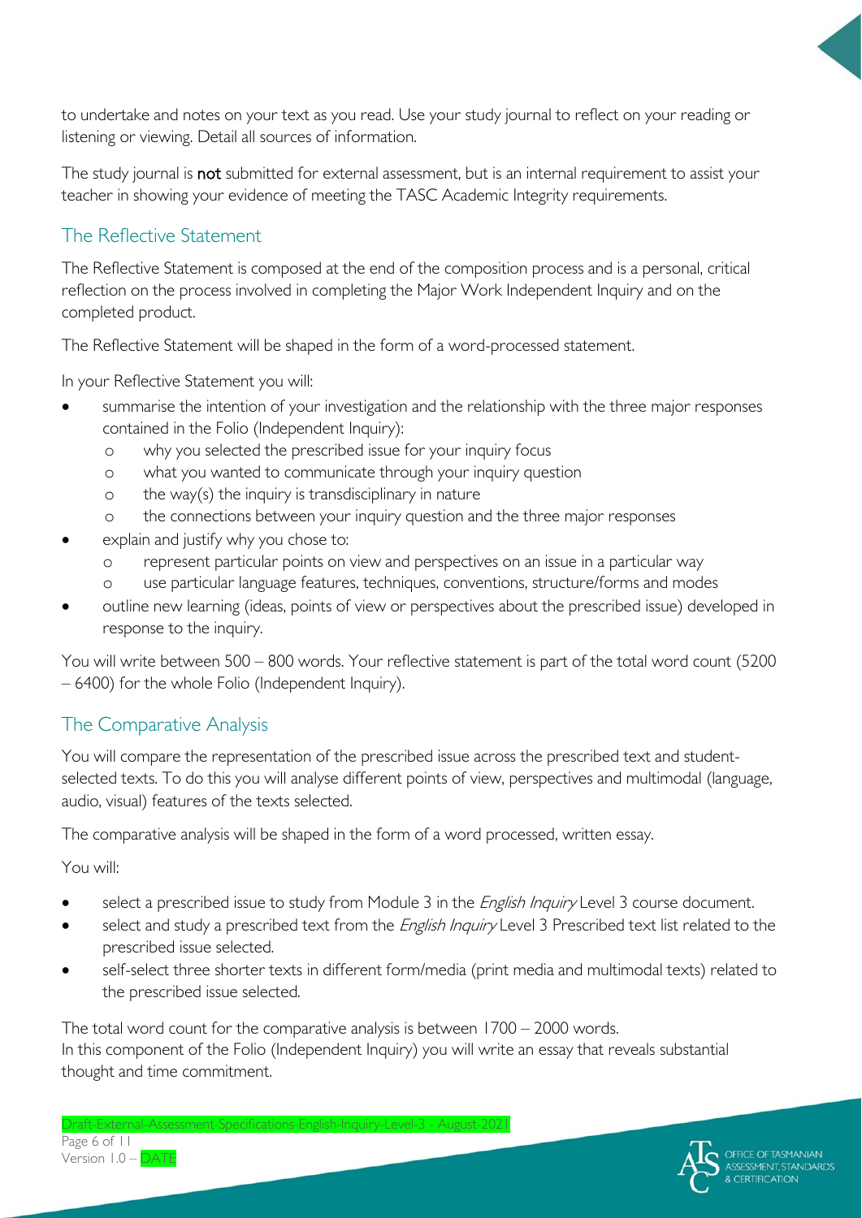to undertake and notes on your text as you read. Use your study journal to reflect on your reading or listening or viewing. Detail all sources of information.

The study journal is **not** submitted for external assessment, but is an internal requirement to assist your teacher in showing your evidence of meeting the TASC Academic Integrity requirements.

## The Reflective Statement

The Reflective Statement is composed at the end of the composition process and is a personal, critical reflection on the process involved in completing the Major Work Independent Inquiry and on the completed product.

The Reflective Statement will be shaped in the form of a word-processed statement.

In your Reflective Statement you will:

- summarise the intention of your investigation and the relationship with the three major responses contained in the Folio (Independent Inquiry):
  - why you selected the prescribed issue for your inquiry focus
  - what you wanted to communicate through your inquiry question
  - the way(s) the inquiry is transdisciplinary in nature
  - the connections between your inquiry question and the three major responses
- explain and justify why you chose to:
  - represent particular points on view and perspectives on an issue in a particular way
  - use particular language features, techniques, conventions, structure/forms and modes
- outline new learning (ideas, points of view or perspectives about the prescribed issue) developed in response to the inquiry.

You will write between 500 – 800 words. Your reflective statement is part of the total word count (5200 – 6400) for the whole Folio (Independent Inquiry).

## The Comparative Analysis

You will compare the representation of the prescribed issue across the prescribed text and student-selected texts. To do this you will analyse different points of view, perspectives and multimodal (language, audio, visual) features of the texts selected.

The comparative analysis will be shaped in the form of a word processed, written essay.

You will:

- select a prescribed issue to study from Module 3 in the *English Inquiry* Level 3 course document.
- select and study a prescribed text from the *English Inquiry* Level 3 Prescribed text list related to the prescribed issue selected.
- self-select three shorter texts in different form/media (print media and multimodal texts) related to the prescribed issue selected.

The total word count for the comparative analysis is between 1700 – 2000 words.
In this component of the Folio (Independent Inquiry) you will write an essay that reveals substantial thought and time commitment.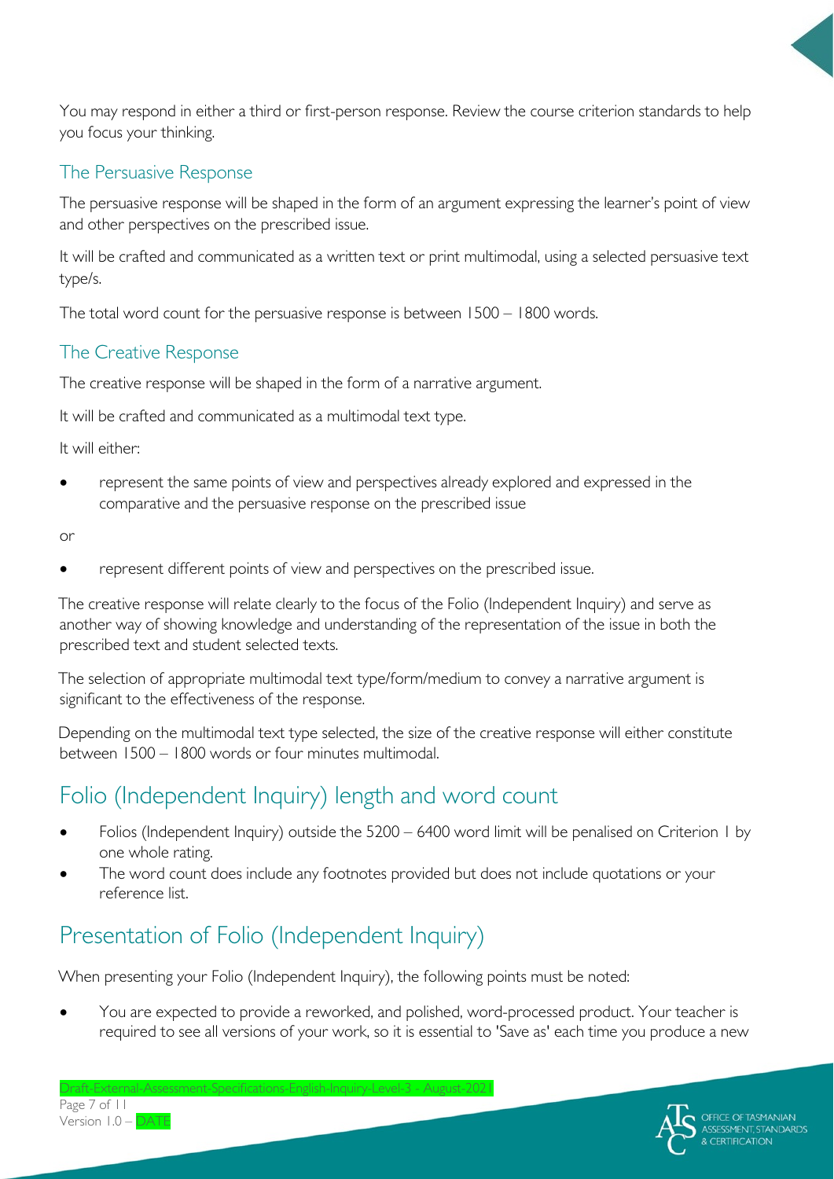You may respond in either a third or first-person response. Review the course criterion standards to help you focus your thinking.

### The Persuasive Response

The persuasive response will be shaped in the form of an argument expressing the learner's point of view and other perspectives on the prescribed issue.

It will be crafted and communicated as a written text or print multimodal, using a selected persuasive text type/s.

The total word count for the persuasive response is between 1500 – 1800 words.

### The Creative Response

The creative response will be shaped in the form of a narrative argument.

It will be crafted and communicated as a multimodal text type.

It will either:

- represent the same points of view and perspectives already explored and expressed in the comparative and the persuasive response on the prescribed issue

or

- represent different points of view and perspectives on the prescribed issue.

The creative response will relate clearly to the focus of the Folio (Independent Inquiry) and serve as another way of showing knowledge and understanding of the representation of the issue in both the prescribed text and student selected texts.

The selection of appropriate multimodal text type/form/medium to convey a narrative argument is significant to the effectiveness of the response.

Depending on the multimodal text type selected, the size of the creative response will either constitute between 1500 – 1800 words or four minutes multimodal.

## Folio (Independent Inquiry) length and word count

- Folios (Independent Inquiry) outside the 5200 – 6400 word limit will be penalised on Criterion 1 by one whole rating.
- The word count does include any footnotes provided but does not include quotations or your reference list.

## Presentation of Folio (Independent Inquiry)

When presenting your Folio (Independent Inquiry), the following points must be noted:

- You are expected to provide a reworked, and polished, word-processed product. Your teacher is required to see all versions of your work, so it is essential to 'Save as' each time you produce a new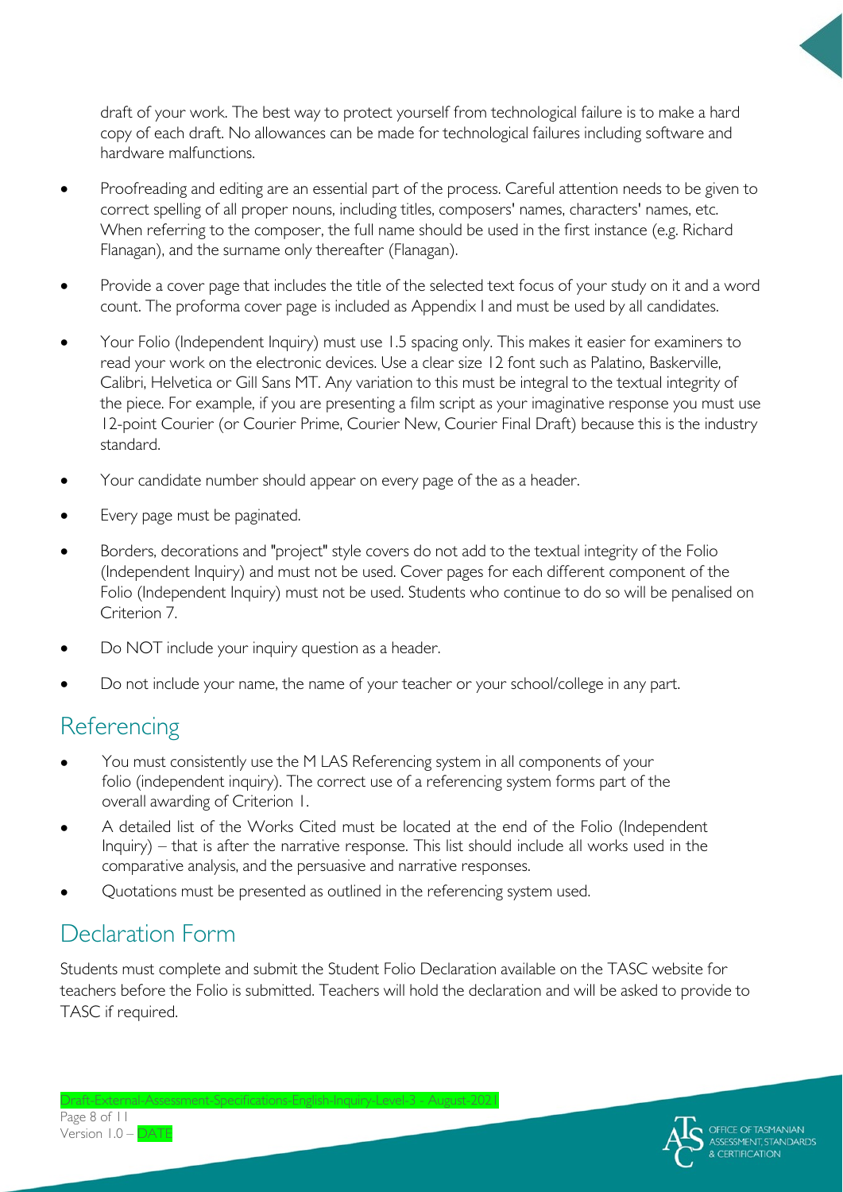draft of your work. The best way to protect yourself from technological failure is to make a hard copy of each draft. No allowances can be made for technological failures including software and hardware malfunctions.

- Proofreading and editing are an essential part of the process. Careful attention needs to be given to correct spelling of all proper nouns, including titles, composers' names, characters' names, etc. When referring to the composer, the full name should be used in the first instance (e.g. Richard Flanagan), and the surname only thereafter (Flanagan).
- Provide a cover page that includes the title of the selected text focus of your study on it and a word count. The proforma cover page is included as Appendix 1 and must be used by all candidates.
- Your Folio (Independent Inquiry) must use 1.5 spacing only. This makes it easier for examiners to read your work on the electronic devices. Use a clear size 12 font such as Palatino, Baskerville, Calibri, Helvetica or Gill Sans MT. Any variation to this must be integral to the textual integrity of the piece. For example, if you are presenting a film script as your imaginative response you must use 12-point Courier (or Courier Prime, Courier New, Courier Final Draft) because this is the industry standard.
- Your candidate number should appear on every page of the as a header.
- Every page must be paginated.
- Borders, decorations and "project" style covers do not add to the textual integrity of the Folio (Independent Inquiry) and must not be used. Cover pages for each different component of the Folio (Independent Inquiry) must not be used. Students who continue to do so will be penalised on Criterion 7.
- Do NOT include your inquiry question as a header.
- Do not include your name, the name of your teacher or your school/college in any part.

## Referencing

- You must consistently use the M LAS Referencing system in all components of your folio (independent inquiry). The correct use of a referencing system forms part of the overall awarding of Criterion 1.
- A detailed list of the Works Cited must be located at the end of the Folio (Independent Inquiry) – that is after the narrative response. This list should include all works used in the comparative analysis, and the persuasive and narrative responses.
- Quotations must be presented as outlined in the referencing system used.

## Declaration Form

Students must complete and submit the Student Folio Declaration available on the TASC website for teachers before the Folio is submitted. Teachers will hold the declaration and will be asked to provide to TASC if required.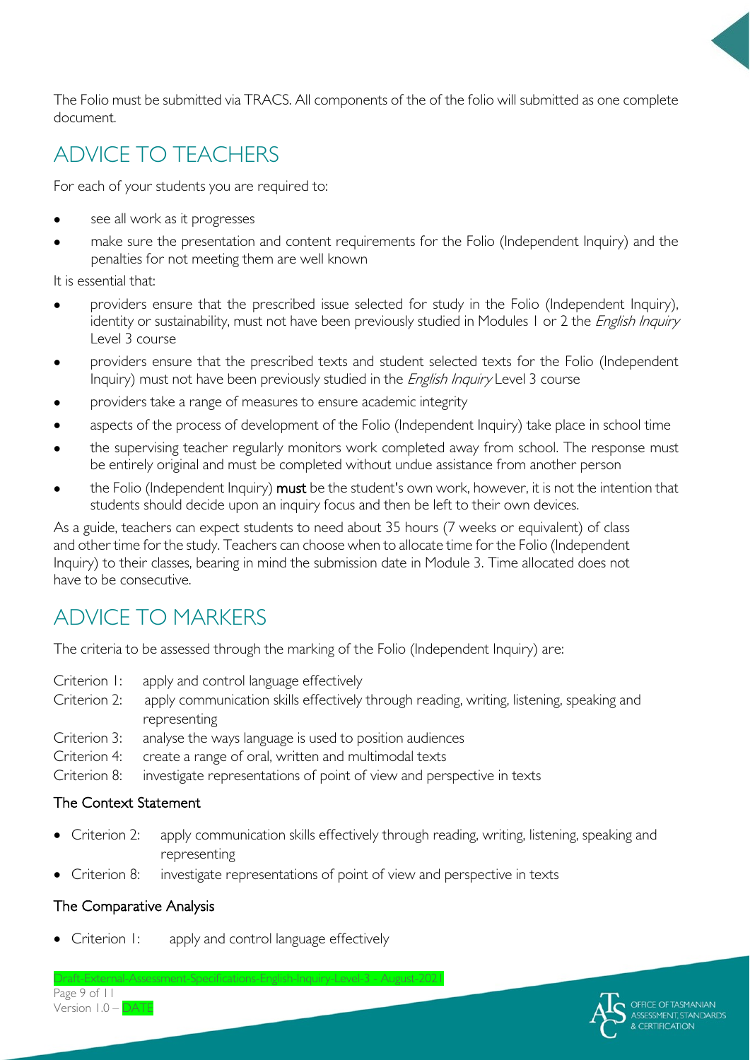The Folio must be submitted via TRACS. All components of the of the folio will submitted as one complete document.

## ADVICE TO TEACHERS

For each of your students you are required to:

- see all work as it progresses
- make sure the presentation and content requirements for the Folio (Independent Inquiry) and the penalties for not meeting them are well known

It is essential that:

- providers ensure that the prescribed issue selected for study in the Folio (Independent Inquiry), identity or sustainability, must not have been previously studied in Modules 1 or 2 the *English Inquiry* Level 3 course
- providers ensure that the prescribed texts and student selected texts for the Folio (Independent Inquiry) must not have been previously studied in the *English Inquiry* Level 3 course
- providers take a range of measures to ensure academic integrity
- aspects of the process of development of the Folio (Independent Inquiry) take place in school time
- the supervising teacher regularly monitors work completed away from school. The response must be entirely original and must be completed without undue assistance from another person
- the Folio (Independent Inquiry) **must** be the student's own work, however, it is not the intention that students should decide upon an inquiry focus and then be left to their own devices.

As a guide, teachers can expect students to need about 35 hours (7 weeks or equivalent) of class and other time for the study. Teachers can choose when to allocate time for the Folio (Independent Inquiry) to their classes, bearing in mind the submission date in Module 3. Time allocated does not have to be consecutive.

## ADVICE TO MARKERS

The criteria to be assessed through the marking of the Folio (Independent Inquiry) are:

Criterion 1: apply and control language effectively
Criterion 2: apply communication skills effectively through reading, writing, listening, speaking and representing
Criterion 3: analyse the ways language is used to position audiences
Criterion 4: create a range of oral, written and multimodal texts
Criterion 8: investigate representations of point of view and perspective in texts

### The Context Statement

- Criterion 2: apply communication skills effectively through reading, writing, listening, speaking and representing
- Criterion 8: investigate representations of point of view and perspective in texts

### The Comparative Analysis

- Criterion 1: apply and control language effectively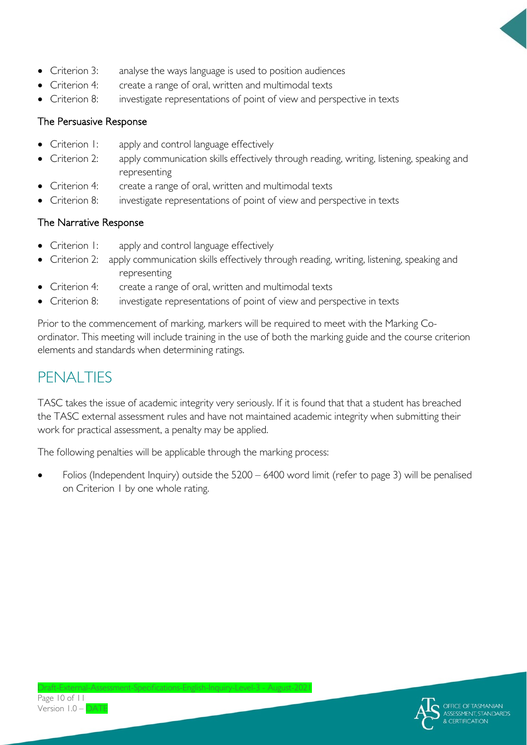- Criterion 3: analyse the ways language is used to position audiences
- Criterion 4: create a range of oral, written and multimodal texts
- Criterion 8: investigate representations of point of view and perspective in texts

### The Persuasive Response

- Criterion 1: apply and control language effectively
- Criterion 2: apply communication skills effectively through reading, writing, listening, speaking and representing
- Criterion 4: create a range of oral, written and multimodal texts
- Criterion 8: investigate representations of point of view and perspective in texts

### The Narrative Response

- Criterion 1: apply and control language effectively
- Criterion 2: apply communication skills effectively through reading, writing, listening, speaking and representing
- Criterion 4: create a range of oral, written and multimodal texts
- Criterion 8: investigate representations of point of view and perspective in texts

Prior to the commencement of marking, markers will be required to meet with the Marking Co-ordinator. This meeting will include training in the use of both the marking guide and the course criterion elements and standards when determining ratings.

## PENALTIES

TASC takes the issue of academic integrity very seriously. If it is found that that a student has breached the TASC external assessment rules and have not maintained academic integrity when submitting their work for practical assessment, a penalty may be applied.

The following penalties will be applicable through the marking process:

- Folios (Independent Inquiry) outside the 5200 – 6400 word limit (refer to page 3) will be penalised on Criterion 1 by one whole rating.